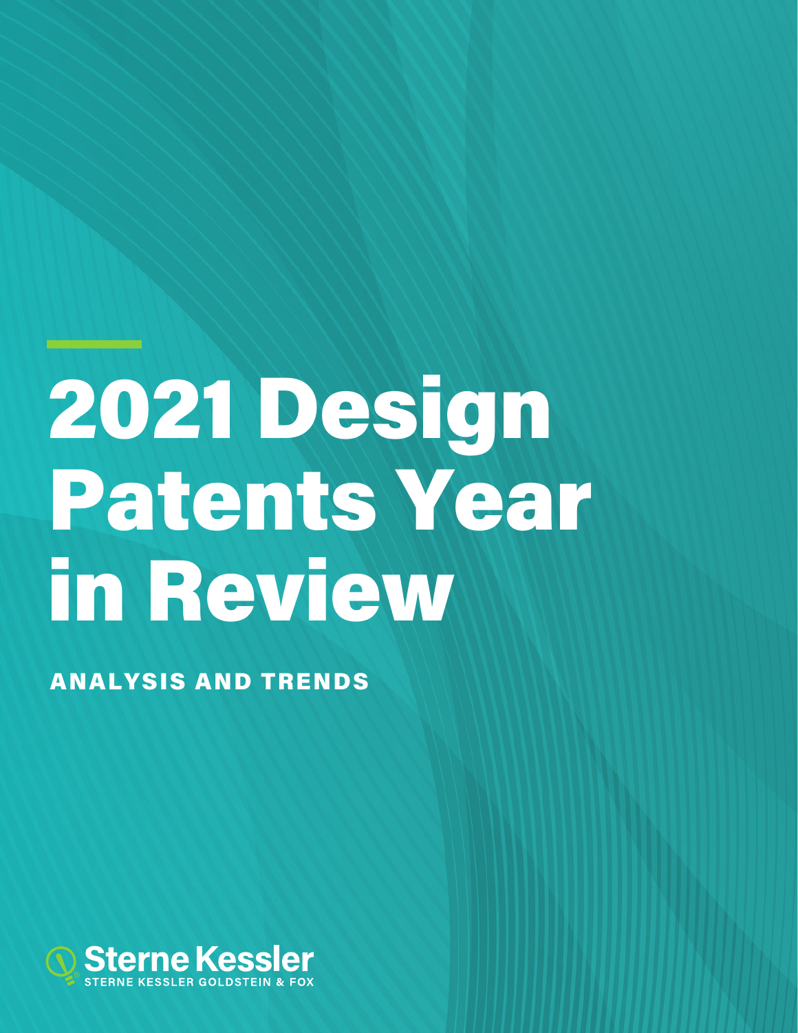# 2021 Design Patents Year in Review

## ANALYSIS AND TRENDS

Sterne Kessler

STERNE KESSLER GOLDSTEIN & FOX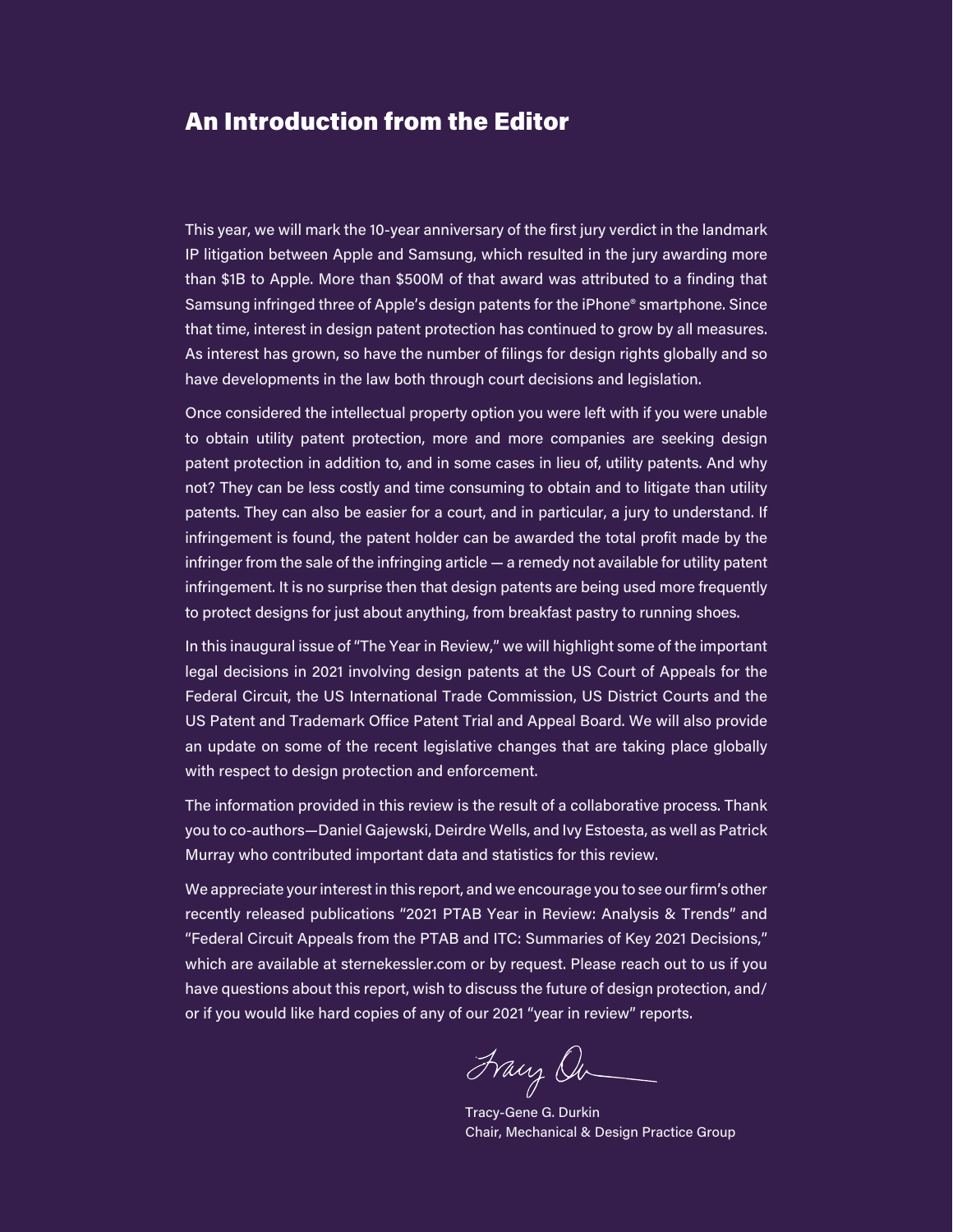# An Introduction from the Editor

This year, we will mark the 10-year anniversary of the first jury verdict in the landmark IP litigation between Apple and Samsung, which resulted in the jury awarding more than $1B to Apple. More than $500M of that award was attributed to a finding that Samsung infringed three of Apple's design patents for the iPhone® smartphone. Since that time, interest in design patent protection has continued to grow by all measures. As interest has grown, so have the number of filings for design rights globally and so have developments in the law both through court decisions and legislation.

Once considered the intellectual property option you were left with if you were unable to obtain utility patent protection, more and more companies are seeking design patent protection in addition to, and in some cases in lieu of, utility patents. And why not? They can be less costly and time consuming to obtain and to litigate than utility patents. They can also be easier for a court, and in particular, a jury to understand. If infringement is found, the patent holder can be awarded the total profit made by the infringer from the sale of the infringing article — a remedy not available for utility patent infringement. It is no surprise then that design patents are being used more frequently to protect designs for just about anything, from breakfast pastry to running shoes.

In this inaugural issue of "The Year in Review," we will highlight some of the important legal decisions in 2021 involving design patents at the US Court of Appeals for the Federal Circuit, the US International Trade Commission, US District Courts and the US Patent and Trademark Office Patent Trial and Appeal Board. We will also provide an update on some of the recent legislative changes that are taking place globally with respect to design protection and enforcement.

The information provided in this review is the result of a collaborative process. Thank you to co-authors—Daniel Gajewski, Deirdre Wells, and Ivy Estoesta, as well as Patrick Murray who contributed important data and statistics for this review.

We appreciate your interest in this report, and we encourage you to see our firm's other recently released publications "2021 PTAB Year in Review: Analysis & Trends" and "Federal Circuit Appeals from the PTAB and ITC: Summaries of Key 2021 Decisions," which are available at sternekessler.com or by request. Please reach out to us if you have questions about this report, wish to discuss the future of design protection, and/or if you would like hard copies of any of our 2021 "year in review" reports.

Tracy-Gene G. Durkin
Chair, Mechanical & Design Practice Group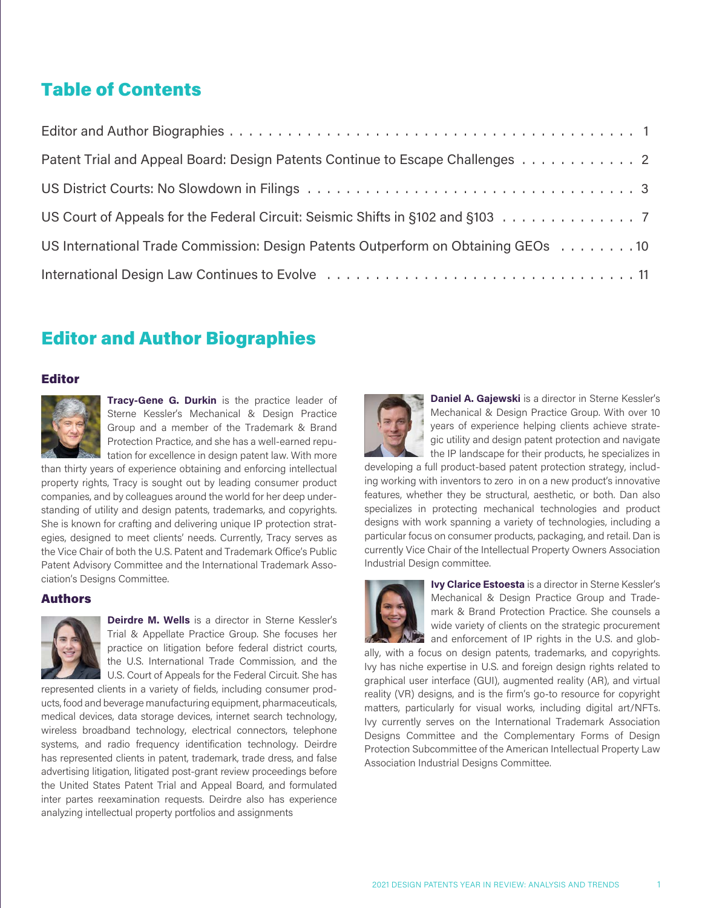## Table of Contents

Editor and Author Biographies . . . . . . . . . . . . . . . . . . . . . . . . . . . . . . . . . . . . . . . . . . . 1

Patent Trial and Appeal Board: Design Patents Continue to Escape Challenges . . . . . . . . . . . . 2

US District Courts: No Slowdown in Filings . . . . . . . . . . . . . . . . . . . . . . . . . . . . . . . . . . 3

US Court of Appeals for the Federal Circuit: Seismic Shifts in §102 and §103 . . . . . . . . . . . . . . 7

US International Trade Commission: Design Patents Outperform on Obtaining GEOs . . . . . . . . 10

International Design Law Continues to Evolve . . . . . . . . . . . . . . . . . . . . . . . . . . . . . . . 11

## Editor and Author Biographies

### Editor

**Tracy-Gene G. Durkin** is the practice leader of Sterne Kessler's Mechanical & Design Practice Group and a member of the Trademark & Brand Protection Practice, and she has a well-earned reputation for excellence in design patent law. With more than thirty years of experience obtaining and enforcing intellectual property rights, Tracy is sought out by leading consumer product companies, and by colleagues around the world for her deep understanding of utility and design patents, trademarks, and copyrights. She is known for crafting and delivering unique IP protection strategies, designed to meet clients' needs. Currently, Tracy serves as the Vice Chair of both the U.S. Patent and Trademark Office's Public Patent Advisory Committee and the International Trademark Association's Designs Committee.

### Authors

**Deirdre M. Wells** is a director in Sterne Kessler's Trial & Appellate Practice Group. She focuses her practice on litigation before federal district courts, the U.S. International Trade Commission, and the U.S. Court of Appeals for the Federal Circuit. She has represented clients in a variety of fields, including consumer products, food and beverage manufacturing equipment, pharmaceuticals, medical devices, data storage devices, internet search technology, wireless broadband technology, electrical connectors, telephone systems, and radio frequency identification technology. Deirdre has represented clients in patent, trademark, trade dress, and false advertising litigation, litigated post-grant review proceedings before the United States Patent Trial and Appeal Board, and formulated inter partes reexamination requests. Deirdre also has experience analyzing intellectual property portfolios and assignments

**Daniel A. Gajewski** is a director in Sterne Kessler's Mechanical & Design Practice Group. With over 10 years of experience helping clients achieve strategic utility and design patent protection and navigate the IP landscape for their products, he specializes in developing a full product-based patent protection strategy, including working with inventors to zero in on a new product's innovative features, whether they be structural, aesthetic, or both. Dan also specializes in protecting mechanical technologies and product designs with work spanning a variety of technologies, including a particular focus on consumer products, packaging, and retail. Dan is currently Vice Chair of the Intellectual Property Owners Association Industrial Design committee.

**Ivy Clarice Estoesta** is a director in Sterne Kessler's Mechanical & Design Practice Group and Trademark & Brand Protection Practice. She counsels a wide variety of clients on the strategic procurement and enforcement of IP rights in the U.S. and globally, with a focus on design patents, trademarks, and copyrights. Ivy has niche expertise in U.S. and foreign design rights related to graphical user interface (GUI), augmented reality (AR), and virtual reality (VR) designs, and is the firm's go-to resource for copyright matters, particularly for visual works, including digital art/NFTs. Ivy currently serves on the International Trademark Association Designs Committee and the Complementary Forms of Design Protection Subcommittee of the American Intellectual Property Law Association Industrial Designs Committee.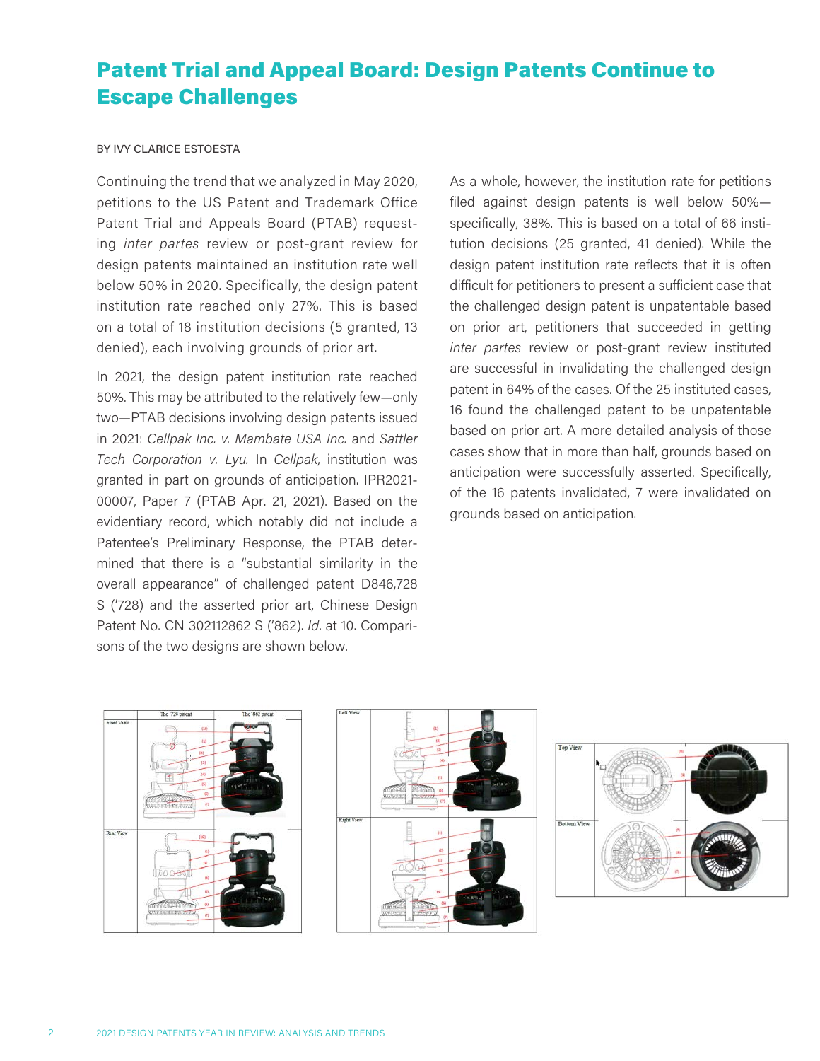# Patent Trial and Appeal Board: Design Patents Continue to Escape Challenges

BY IVY CLARICE ESTOESTA

Continuing the trend that we analyzed in May 2020, petitions to the US Patent and Trademark Office Patent Trial and Appeals Board (PTAB) requesting *inter partes* review or post-grant review for design patents maintained an institution rate well below 50% in 2020. Specifically, the design patent institution rate reached only 27%. This is based on a total of 18 institution decisions (5 granted, 13 denied), each involving grounds of prior art.

In 2021, the design patent institution rate reached 50%. This may be attributed to the relatively few—only two—PTAB decisions involving design patents issued in 2021: *Cellpak Inc. v. Mambate USA Inc.* and *Sattler Tech Corporation v. Lyu*. In *Cellpak*, institution was granted in part on grounds of anticipation. IPR2021-00007, Paper 7 (PTAB Apr. 21, 2021). Based on the evidentiary record, which notably did not include a Patentee's Preliminary Response, the PTAB determined that there is a "substantial similarity in the overall appearance" of challenged patent D846,728 S ('728) and the asserted prior art, Chinese Design Patent No. CN 302112862 S ('862). *Id*. at 10. Comparisons of the two designs are shown below.

As a whole, however, the institution rate for petitions filed against design patents is well below 50%—specifically, 38%. This is based on a total of 66 institution decisions (25 granted, 41 denied). While the design patent institution rate reflects that it is often difficult for petitioners to present a sufficient case that the challenged design patent is unpatentable based on prior art, petitioners that succeeded in getting *inter partes* review or post-grant review instituted are successful in invalidating the challenged design patent in 64% of the cases. Of the 25 instituted cases, 16 found the challenged patent to be unpatentable based on prior art. A more detailed analysis of those cases show that in more than half, grounds based on anticipation were successfully asserted. Specifically, of the 16 patents invalidated, 7 were invalidated on grounds based on anticipation.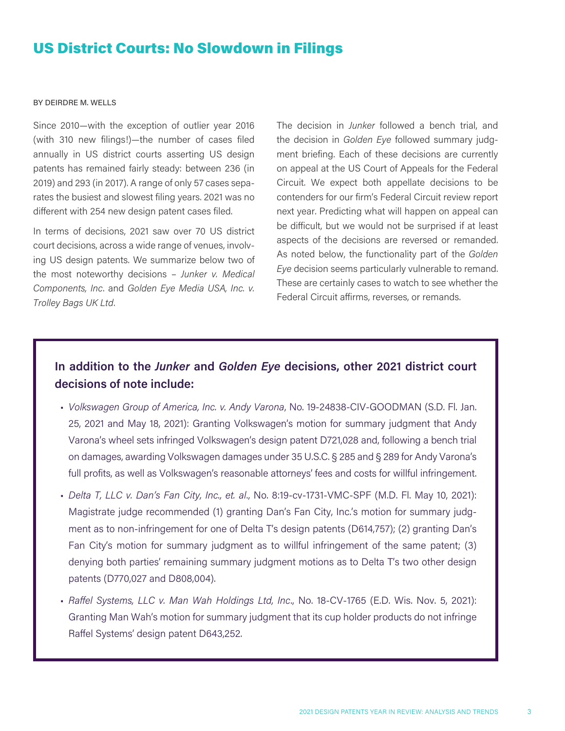## US District Courts: No Slowdown in Filings

BY DEIRDRE M. WELLS

Since 2010—with the exception of outlier year 2016 (with 310 new filings!)—the number of cases filed annually in US district courts asserting US design patents has remained fairly steady: between 236 (in 2019) and 293 (in 2017). A range of only 57 cases separates the busiest and slowest filing years. 2021 was no different with 254 new design patent cases filed.

In terms of decisions, 2021 saw over 70 US district court decisions, across a wide range of venues, involving US design patents. We summarize below two of the most noteworthy decisions – *Junker v. Medical Components, Inc*. and *Golden Eye Media USA, Inc. v. Trolley Bags UK Ltd*.

The decision in *Junker* followed a bench trial, and the decision in *Golden Eye* followed summary judgment briefing. Each of these decisions are currently on appeal at the US Court of Appeals for the Federal Circuit. We expect both appellate decisions to be contenders for our firm's Federal Circuit review report next year. Predicting what will happen on appeal can be difficult, but we would not be surprised if at least aspects of the decisions are reversed or remanded. As noted below, the functionality part of the *Golden Eye* decision seems particularly vulnerable to remand. These are certainly cases to watch to see whether the Federal Circuit affirms, reverses, or remands.

### In addition to the *Junker* and *Golden Eye* decisions, other 2021 district court decisions of note include:

- *Volkswagen Group of America, Inc. v. Andy Varona*, No. 19-24838-CIV-GOODMAN (S.D. Fl. Jan. 25, 2021 and May 18, 2021): Granting Volkswagen's motion for summary judgment that Andy Varona's wheel sets infringed Volkswagen's design patent D721,028 and, following a bench trial on damages, awarding Volkswagen damages under 35 U.S.C. § 285 and § 289 for Andy Varona's full profits, as well as Volkswagen's reasonable attorneys' fees and costs for willful infringement.
- *Delta T, LLC v. Dan's Fan City, Inc., et. al*., No. 8:19-cv-1731-VMC-SPF (M.D. Fl. May 10, 2021): Magistrate judge recommended (1) granting Dan's Fan City, Inc.'s motion for summary judgment as to non-infringement for one of Delta T's design patents (D614,757); (2) granting Dan's Fan City's motion for summary judgment as to willful infringement of the same patent; (3) denying both parties' remaining summary judgment motions as to Delta T's two other design patents (D770,027 and D808,004).
- *Raffel Systems, LLC v. Man Wah Holdings Ltd, Inc*., No. 18-CV-1765 (E.D. Wis. Nov. 5, 2021): Granting Man Wah's motion for summary judgment that its cup holder products do not infringe Raffel Systems' design patent D643,252.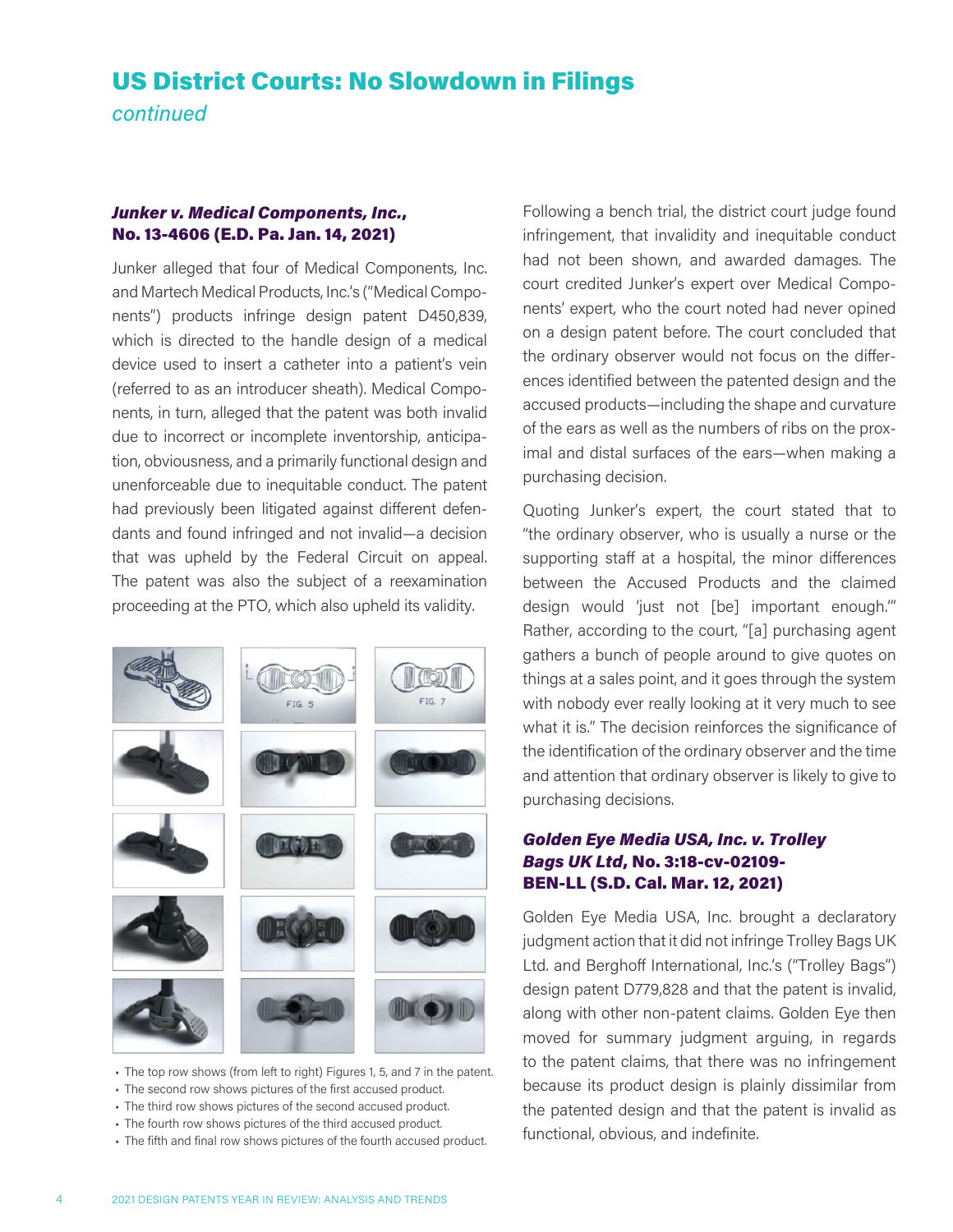## US District Courts: No Slowdown in Filings

*continued*

### *Junker v. Medical Components, Inc.*, No. 13-4606 (E.D. Pa. Jan. 14, 2021)

Junker alleged that four of Medical Components, Inc. and Martech Medical Products, Inc.'s ("Medical Components") products infringe design patent D450,839, which is directed to the handle design of a medical device used to insert a catheter into a patient's vein (referred to as an introducer sheath). Medical Components, in turn, alleged that the patent was both invalid due to incorrect or incomplete inventorship, anticipation, obviousness, and a primarily functional design and unenforceable due to inequitable conduct. The patent had previously been litigated against different defendants and found infringed and not invalid—a decision that was upheld by the Federal Circuit on appeal. The patent was also the subject of a reexamination proceeding at the PTO, which also upheld its validity.

- The top row shows (from left to right) Figures 1, 5, and 7 in the patent.
- The second row shows pictures of the first accused product.
- The third row shows pictures of the second accused product.
- The fourth row shows pictures of the third accused product.
- The fifth and final row shows pictures of the fourth accused product.

Following a bench trial, the district court judge found infringement, that invalidity and inequitable conduct had not been shown, and awarded damages. The court credited Junker's expert over Medical Components' expert, who the court noted had never opined on a design patent before. The court concluded that the ordinary observer would not focus on the differences identified between the patented design and the accused products—including the shape and curvature of the ears as well as the numbers of ribs on the proximal and distal surfaces of the ears—when making a purchasing decision.

Quoting Junker's expert, the court stated that to "the ordinary observer, who is usually a nurse or the supporting staff at a hospital, the minor differences between the Accused Products and the claimed design would 'just not [be] important enough.'" Rather, according to the court, "[a] purchasing agent gathers a bunch of people around to give quotes on things at a sales point, and it goes through the system with nobody ever really looking at it very much to see what it is." The decision reinforces the significance of the identification of the ordinary observer and the time and attention that ordinary observer is likely to give to purchasing decisions.

### *Golden Eye Media USA, Inc. v. Trolley Bags UK Ltd*, No. 3:18-cv-02109-BEN-LL (S.D. Cal. Mar. 12, 2021)

Golden Eye Media USA, Inc. brought a declaratory judgment action that it did not infringe Trolley Bags UK Ltd. and Berghoff International, Inc.'s ("Trolley Bags") design patent D779,828 and that the patent is invalid, along with other non-patent claims. Golden Eye then moved for summary judgment arguing, in regards to the patent claims, that there was no infringement because its product design is plainly dissimilar from the patented design and that the patent is invalid as functional, obvious, and indefinite.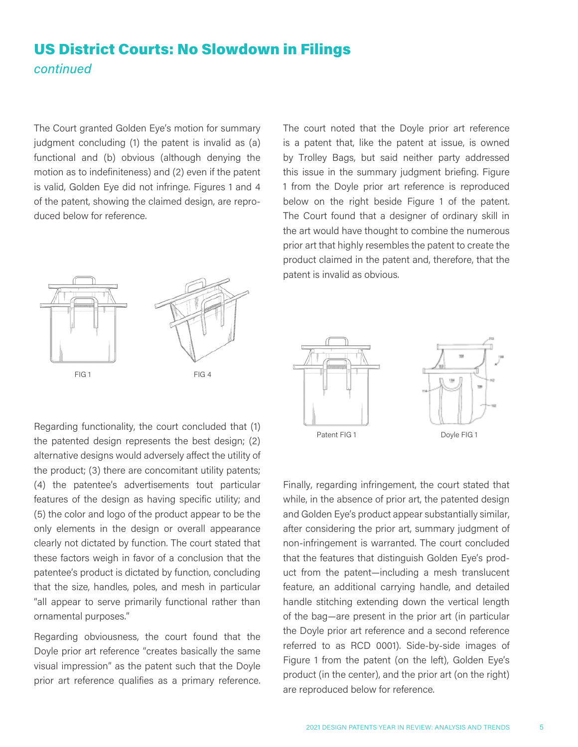## US District Courts: No Slowdown in Filings

*continued*

The Court granted Golden Eye's motion for summary judgment concluding (1) the patent is invalid as (a) functional and (b) obvious (although denying the motion as to indefiniteness) and (2) even if the patent is valid, Golden Eye did not infringe. Figures 1 and 4 of the patent, showing the claimed design, are reproduced below for reference.

FIG 1

FIG 4

Regarding functionality, the court concluded that (1) the patented design represents the best design; (2) alternative designs would adversely affect the utility of the product; (3) there are concomitant utility patents; (4) the patentee's advertisements tout particular features of the design as having specific utility; and (5) the color and logo of the product appear to be the only elements in the design or overall appearance clearly not dictated by function. The court stated that these factors weigh in favor of a conclusion that the patentee's product is dictated by function, concluding that the size, handles, poles, and mesh in particular "all appear to serve primarily functional rather than ornamental purposes."

Regarding obviousness, the court found that the Doyle prior art reference "creates basically the same visual impression" as the patent such that the Doyle prior art reference qualifies as a primary reference. The court noted that the Doyle prior art reference is a patent that, like the patent at issue, is owned by Trolley Bags, but said neither party addressed this issue in the summary judgment briefing. Figure 1 from the Doyle prior art reference is reproduced below on the right beside Figure 1 of the patent. The Court found that a designer of ordinary skill in the art would have thought to combine the numerous prior art that highly resembles the patent to create the product claimed in the patent and, therefore, that the patent is invalid as obvious.

Patent FIG 1

Doyle FIG 1

Finally, regarding infringement, the court stated that while, in the absence of prior art, the patented design and Golden Eye's product appear substantially similar, after considering the prior art, summary judgment of non-infringement is warranted. The court concluded that the features that distinguish Golden Eye's product from the patent—including a mesh translucent feature, an additional carrying handle, and detailed handle stitching extending down the vertical length of the bag—are present in the prior art (in particular the Doyle prior art reference and a second reference referred to as RCD 0001). Side-by-side images of Figure 1 from the patent (on the left), Golden Eye's product (in the center), and the prior art (on the right) are reproduced below for reference.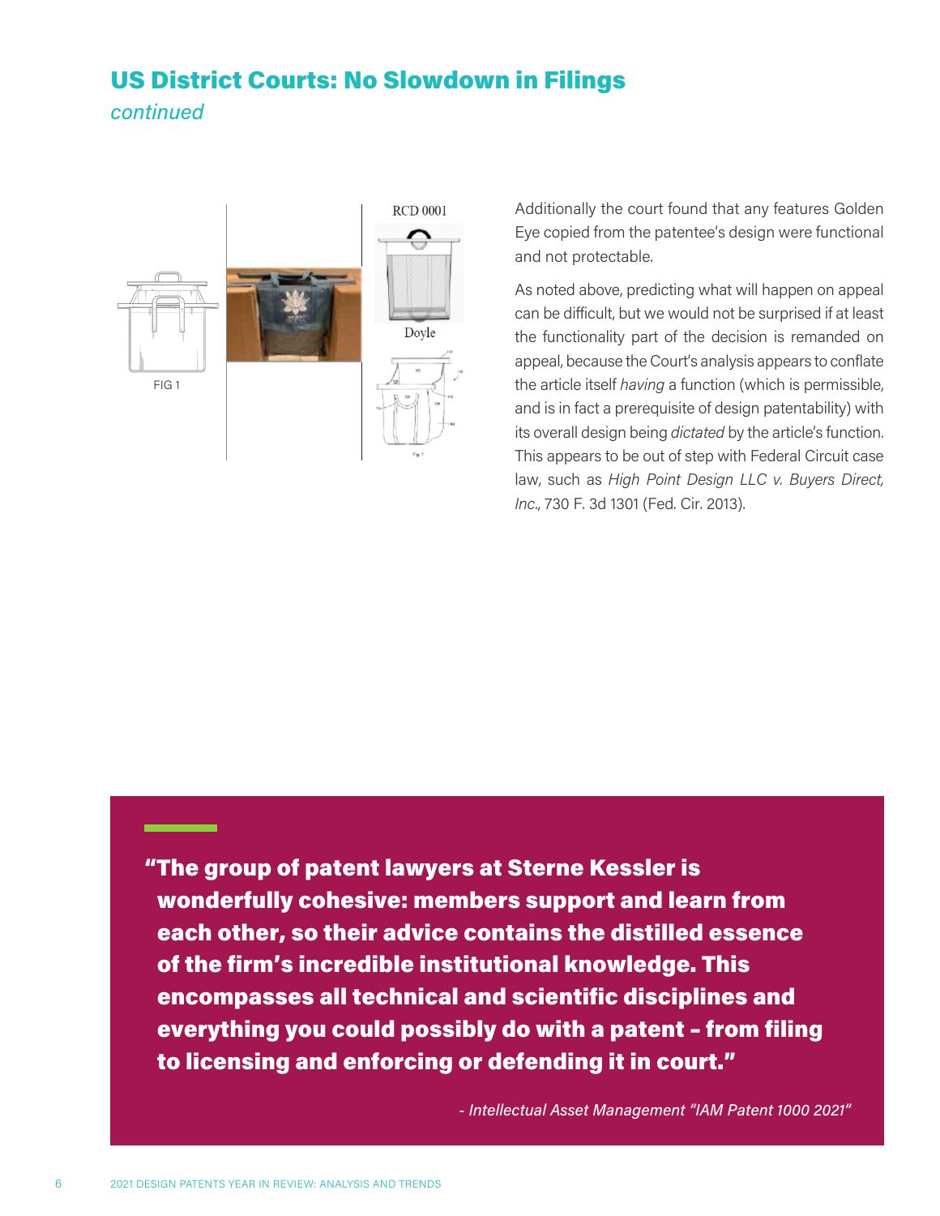## US District Courts: No Slowdown in Filings

*continued*

FIG 1

RCD 0001

Doyle

Additionally the court found that any features Golden Eye copied from the patentee's design were functional and not protectable.

As noted above, predicting what will happen on appeal can be difficult, but we would not be surprised if at least the functionality part of the decision is remanded on appeal, because the Court's analysis appears to conflate the article itself *having* a function (which is permissible, and is in fact a prerequisite of design patentability) with its overall design being *dictated* by the article's function. This appears to be out of step with Federal Circuit case law, such as *High Point Design LLC v. Buyers Direct, Inc.*, 730 F. 3d 1301 (Fed. Cir. 2013).

> **"The group of patent lawyers at Sterne Kessler is wonderfully cohesive: members support and learn from each other, so their advice contains the distilled essence of the firm's incredible institutional knowledge. This encompasses all technical and scientific disciplines and everything you could possibly do with a patent – from filing to licensing and enforcing or defending it in court."**
>
> *- Intellectual Asset Management "IAM Patent 1000 2021"*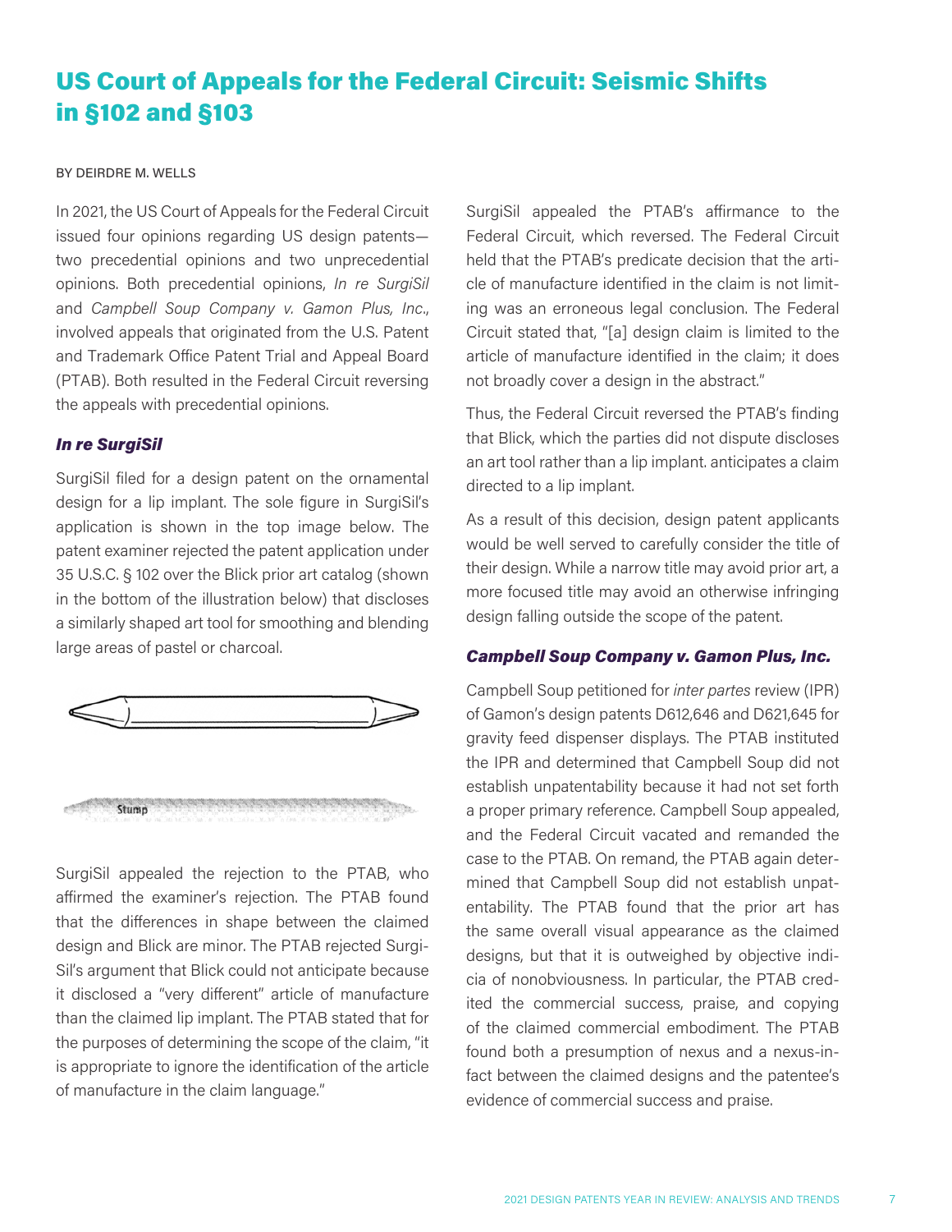# US Court of Appeals for the Federal Circuit: Seismic Shifts in §102 and §103

BY DEIRDRE M. WELLS

In 2021, the US Court of Appeals for the Federal Circuit issued four opinions regarding US design patents—two precedential opinions and two unprecedential opinions. Both precedential opinions, *In re SurgiSil* and *Campbell Soup Company v. Gamon Plus, Inc.*, involved appeals that originated from the U.S. Patent and Trademark Office Patent Trial and Appeal Board (PTAB). Both resulted in the Federal Circuit reversing the appeals with precedential opinions.

### *In re SurgiSil*

SurgiSil filed for a design patent on the ornamental design for a lip implant. The sole figure in SurgiSil's application is shown in the top image below. The patent examiner rejected the patent application under 35 U.S.C. § 102 over the Blick prior art catalog (shown in the bottom of the illustration below) that discloses a similarly shaped art tool for smoothing and blending large areas of pastel or charcoal.

Stump

SurgiSil appealed the rejection to the PTAB, who affirmed the examiner's rejection. The PTAB found that the differences in shape between the claimed design and Blick are minor. The PTAB rejected SurgiSil's argument that Blick could not anticipate because it disclosed a "very different" article of manufacture than the claimed lip implant. The PTAB stated that for the purposes of determining the scope of the claim, "it is appropriate to ignore the identification of the article of manufacture in the claim language."

SurgiSil appealed the PTAB's affirmance to the Federal Circuit, which reversed. The Federal Circuit held that the PTAB's predicate decision that the article of manufacture identified in the claim is not limiting was an erroneous legal conclusion. The Federal Circuit stated that, "[a] design claim is limited to the article of manufacture identified in the claim; it does not broadly cover a design in the abstract."

Thus, the Federal Circuit reversed the PTAB's finding that Blick, which the parties did not dispute discloses an art tool rather than a lip implant. anticipates a claim directed to a lip implant.

As a result of this decision, design patent applicants would be well served to carefully consider the title of their design. While a narrow title may avoid prior art, a more focused title may avoid an otherwise infringing design falling outside the scope of the patent.

### *Campbell Soup Company v. Gamon Plus, Inc.*

Campbell Soup petitioned for *inter partes* review (IPR) of Gamon's design patents D612,646 and D621,645 for gravity feed dispenser displays. The PTAB instituted the IPR and determined that Campbell Soup did not establish unpatentability because it had not set forth a proper primary reference. Campbell Soup appealed, and the Federal Circuit vacated and remanded the case to the PTAB. On remand, the PTAB again determined that Campbell Soup did not establish unpatentability. The PTAB found that the prior art has the same overall visual appearance as the claimed designs, but that it is outweighed by objective indicia of nonobviousness. In particular, the PTAB credited the commercial success, praise, and copying of the claimed commercial embodiment. The PTAB found both a presumption of nexus and a nexus-in-fact between the claimed designs and the patentee's evidence of commercial success and praise.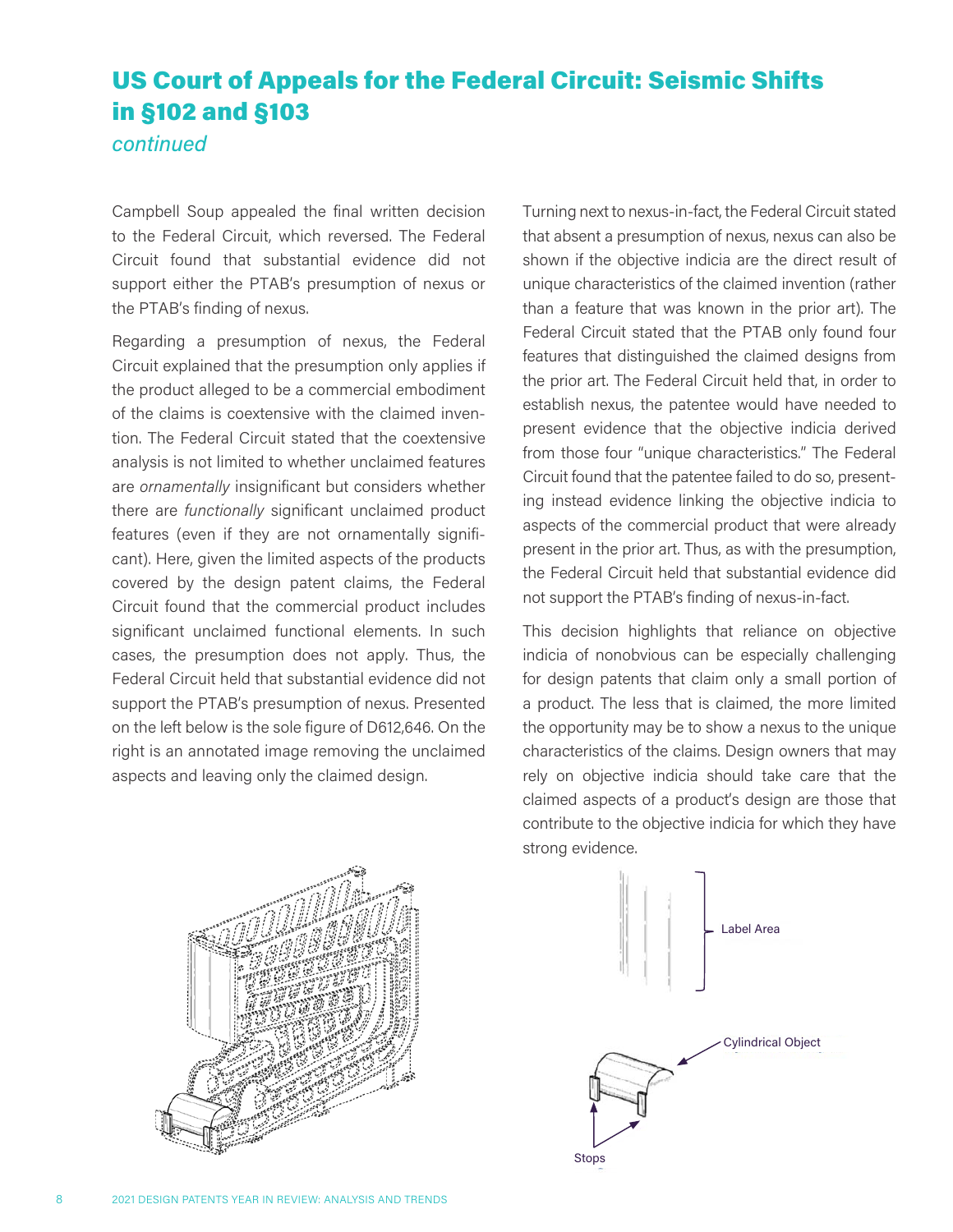## US Court of Appeals for the Federal Circuit: Seismic Shifts in §102 and §103

*continued*

Campbell Soup appealed the final written decision to the Federal Circuit, which reversed. The Federal Circuit found that substantial evidence did not support either the PTAB's presumption of nexus or the PTAB's finding of nexus.

Regarding a presumption of nexus, the Federal Circuit explained that the presumption only applies if the product alleged to be a commercial embodiment of the claims is coextensive with the claimed invention. The Federal Circuit stated that the coextensive analysis is not limited to whether unclaimed features are *ornamentally* insignificant but considers whether there are *functionally* significant unclaimed product features (even if they are not ornamentally significant). Here, given the limited aspects of the products covered by the design patent claims, the Federal Circuit found that the commercial product includes significant unclaimed functional elements. In such cases, the presumption does not apply. Thus, the Federal Circuit held that substantial evidence did not support the PTAB's presumption of nexus. Presented on the left below is the sole figure of D612,646. On the right is an annotated image removing the unclaimed aspects and leaving only the claimed design.

Turning next to nexus-in-fact, the Federal Circuit stated that absent a presumption of nexus, nexus can also be shown if the objective indicia are the direct result of unique characteristics of the claimed invention (rather than a feature that was known in the prior art). The Federal Circuit stated that the PTAB only found four features that distinguished the claimed designs from the prior art. The Federal Circuit held that, in order to establish nexus, the patentee would have needed to present evidence that the objective indicia derived from those four "unique characteristics." The Federal Circuit found that the patentee failed to do so, presenting instead evidence linking the objective indicia to aspects of the commercial product that were already present in the prior art. Thus, as with the presumption, the Federal Circuit held that substantial evidence did not support the PTAB's finding of nexus-in-fact.

This decision highlights that reliance on objective indicia of nonobvious can be especially challenging for design patents that claim only a small portion of a product. The less that is claimed, the more limited the opportunity may be to show a nexus to the unique characteristics of the claims. Design owners that may rely on objective indicia should take care that the claimed aspects of a product's design are those that contribute to the objective indicia for which they have strong evidence.

Label Area

Cylindrical Object

Stops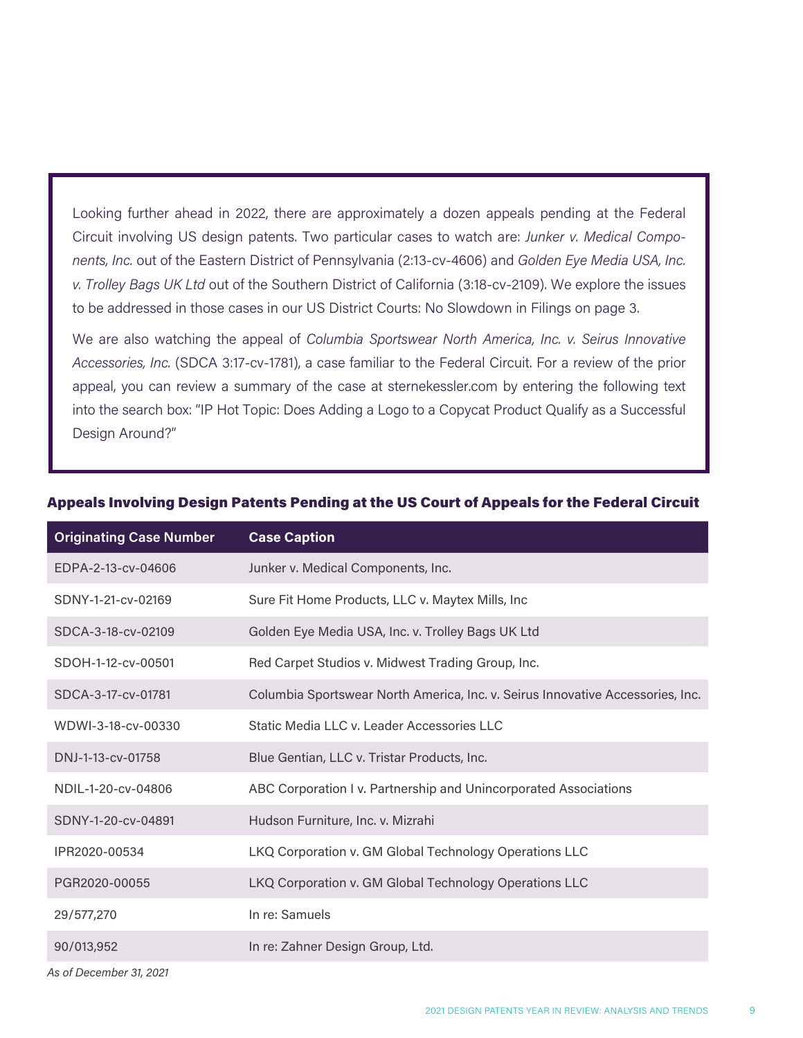Looking further ahead in 2022, there are approximately a dozen appeals pending at the Federal Circuit involving US design patents. Two particular cases to watch are: *Junker v. Medical Components, Inc.* out of the Eastern District of Pennsylvania (2:13-cv-4606) and *Golden Eye Media USA, Inc. v. Trolley Bags UK Ltd* out of the Southern District of California (3:18-cv-2109). We explore the issues to be addressed in those cases in our US District Courts: No Slowdown in Filings on page 3.

We are also watching the appeal of *Columbia Sportswear North America, Inc. v. Seirus Innovative Accessories, Inc.* (SDCA 3:17-cv-1781), a case familiar to the Federal Circuit. For a review of the prior appeal, you can review a summary of the case at sternekessler.com by entering the following text into the search box: "IP Hot Topic: Does Adding a Logo to a Copycat Product Qualify as a Successful Design Around?"

### Appeals Involving Design Patents Pending at the US Court of Appeals for the Federal Circuit

| Originating Case Number | Case Caption |
|---|---|
| EDPA-2-13-cv-04606 | Junker v. Medical Components, Inc. |
| SDNY-1-21-cv-02169 | Sure Fit Home Products, LLC v. Maytex Mills, Inc |
| SDCA-3-18-cv-02109 | Golden Eye Media USA, Inc. v. Trolley Bags UK Ltd |
| SDOH-1-12-cv-00501 | Red Carpet Studios v. Midwest Trading Group, Inc. |
| SDCA-3-17-cv-01781 | Columbia Sportswear North America, Inc. v. Seirus Innovative Accessories, Inc. |
| WDWI-3-18-cv-00330 | Static Media LLC v. Leader Accessories LLC |
| DNJ-1-13-cv-01758 | Blue Gentian, LLC v. Tristar Products, Inc. |
| NDIL-1-20-cv-04806 | ABC Corporation I v. Partnership and Unincorporated Associations |
| SDNY-1-20-cv-04891 | Hudson Furniture, Inc. v. Mizrahi |
| IPR2020-00534 | LKQ Corporation v. GM Global Technology Operations LLC |
| PGR2020-00055 | LKQ Corporation v. GM Global Technology Operations LLC |
| 29/577,270 | In re: Samuels |
| 90/013,952 | In re: Zahner Design Group, Ltd. |

*As of December 31, 2021*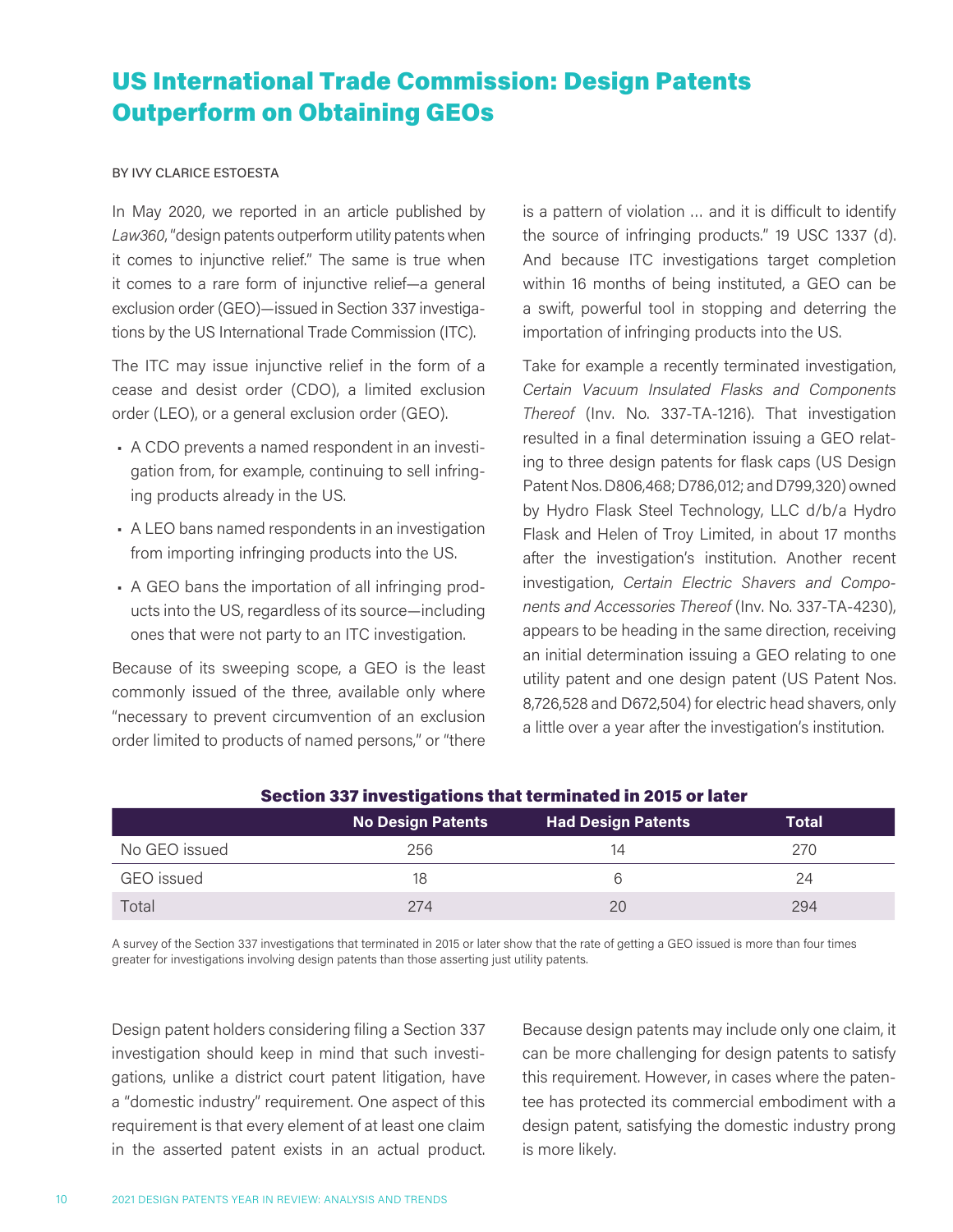# US International Trade Commission: Design Patents Outperform on Obtaining GEOs

BY IVY CLARICE ESTOESTA

In May 2020, we reported in an article published by *Law360*, "design patents outperform utility patents when it comes to injunctive relief." The same is true when it comes to a rare form of injunctive relief—a general exclusion order (GEO)—issued in Section 337 investigations by the US International Trade Commission (ITC).

The ITC may issue injunctive relief in the form of a cease and desist order (CDO), a limited exclusion order (LEO), or a general exclusion order (GEO).

- A CDO prevents a named respondent in an investigation from, for example, continuing to sell infringing products already in the US.
- A LEO bans named respondents in an investigation from importing infringing products into the US.
- A GEO bans the importation of all infringing products into the US, regardless of its source—including ones that were not party to an ITC investigation.

Because of its sweeping scope, a GEO is the least commonly issued of the three, available only where "necessary to prevent circumvention of an exclusion order limited to products of named persons," or "there is a pattern of violation … and it is difficult to identify the source of infringing products." 19 USC 1337 (d). And because ITC investigations target completion within 16 months of being instituted, a GEO can be a swift, powerful tool in stopping and deterring the importation of infringing products into the US.

Take for example a recently terminated investigation, *Certain Vacuum Insulated Flasks and Components Thereof* (Inv. No. 337-TA-1216). That investigation resulted in a final determination issuing a GEO relating to three design patents for flask caps (US Design Patent Nos. D806,468; D786,012; and D799,320) owned by Hydro Flask Steel Technology, LLC d/b/a Hydro Flask and Helen of Troy Limited, in about 17 months after the investigation's institution. Another recent investigation, *Certain Electric Shavers and Components and Accessories Thereof* (Inv. No. 337-TA-4230), appears to be heading in the same direction, receiving an initial determination issuing a GEO relating to one utility patent and one design patent (US Patent Nos. 8,726,528 and D672,504) for electric head shavers, only a little over a year after the investigation's institution.

**Section 337 investigations that terminated in 2015 or later**

| | No Design Patents | Had Design Patents | Total |
|---|---|---|---|
| No GEO issued | 256 | 14 | 270 |
| GEO issued | 18 | 6 | 24 |
| Total | 274 | 20 | 294 |

A survey of the Section 337 investigations that terminated in 2015 or later show that the rate of getting a GEO issued is more than four times greater for investigations involving design patents than those asserting just utility patents.

Design patent holders considering filing a Section 337 investigation should keep in mind that such investigations, unlike a district court patent litigation, have a "domestic industry" requirement. One aspect of this requirement is that every element of at least one claim in the asserted patent exists in an actual product. Because design patents may include only one claim, it can be more challenging for design patents to satisfy this requirement. However, in cases where the patentee has protected its commercial embodiment with a design patent, satisfying the domestic industry prong is more likely.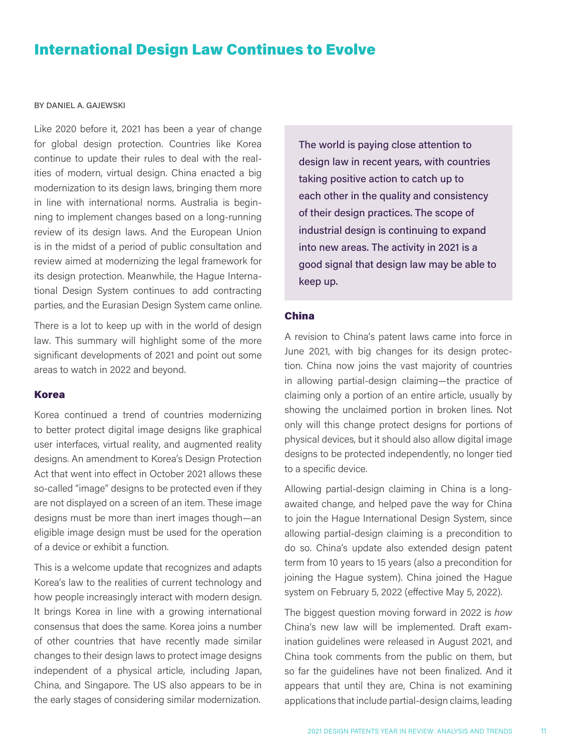# International Design Law Continues to Evolve

BY DANIEL A. GAJEWSKI

Like 2020 before it, 2021 has been a year of change for global design protection. Countries like Korea continue to update their rules to deal with the realities of modern, virtual design. China enacted a big modernization to its design laws, bringing them more in line with international norms. Australia is beginning to implement changes based on a long-running review of its design laws. And the European Union is in the midst of a period of public consultation and review aimed at modernizing the legal framework for its design protection. Meanwhile, the Hague International Design System continues to add contracting parties, and the Eurasian Design System came online.

There is a lot to keep up with in the world of design law. This summary will highlight some of the more significant developments of 2021 and point out some areas to watch in 2022 and beyond.

> The world is paying close attention to design law in recent years, with countries taking positive action to catch up to each other in the quality and consistency of their design practices. The scope of industrial design is continuing to expand into new areas. The activity in 2021 is a good signal that design law may be able to keep up.

## Korea

Korea continued a trend of countries modernizing to better protect digital image designs like graphical user interfaces, virtual reality, and augmented reality designs. An amendment to Korea's Design Protection Act that went into effect in October 2021 allows these so-called "image" designs to be protected even if they are not displayed on a screen of an item. These image designs must be more than inert images though—an eligible image design must be used for the operation of a device or exhibit a function.

This is a welcome update that recognizes and adapts Korea's law to the realities of current technology and how people increasingly interact with modern design. It brings Korea in line with a growing international consensus that does the same. Korea joins a number of other countries that have recently made similar changes to their design laws to protect image designs independent of a physical article, including Japan, China, and Singapore. The US also appears to be in the early stages of considering similar modernization.

## China

A revision to China's patent laws came into force in June 2021, with big changes for its design protection. China now joins the vast majority of countries in allowing partial-design claiming—the practice of claiming only a portion of an entire article, usually by showing the unclaimed portion in broken lines. Not only will this change protect designs for portions of physical devices, but it should also allow digital image designs to be protected independently, no longer tied to a specific device.

Allowing partial-design claiming in China is a long-awaited change, and helped pave the way for China to join the Hague International Design System, since allowing partial-design claiming is a precondition to do so. China's update also extended design patent term from 10 years to 15 years (also a precondition for joining the Hague system). China joined the Hague system on February 5, 2022 (effective May 5, 2022).

The biggest question moving forward in 2022 is *how* China's new law will be implemented. Draft examination guidelines were released in August 2021, and China took comments from the public on them, but so far the guidelines have not been finalized. And it appears that until they are, China is not examining applications that include partial-design claims, leading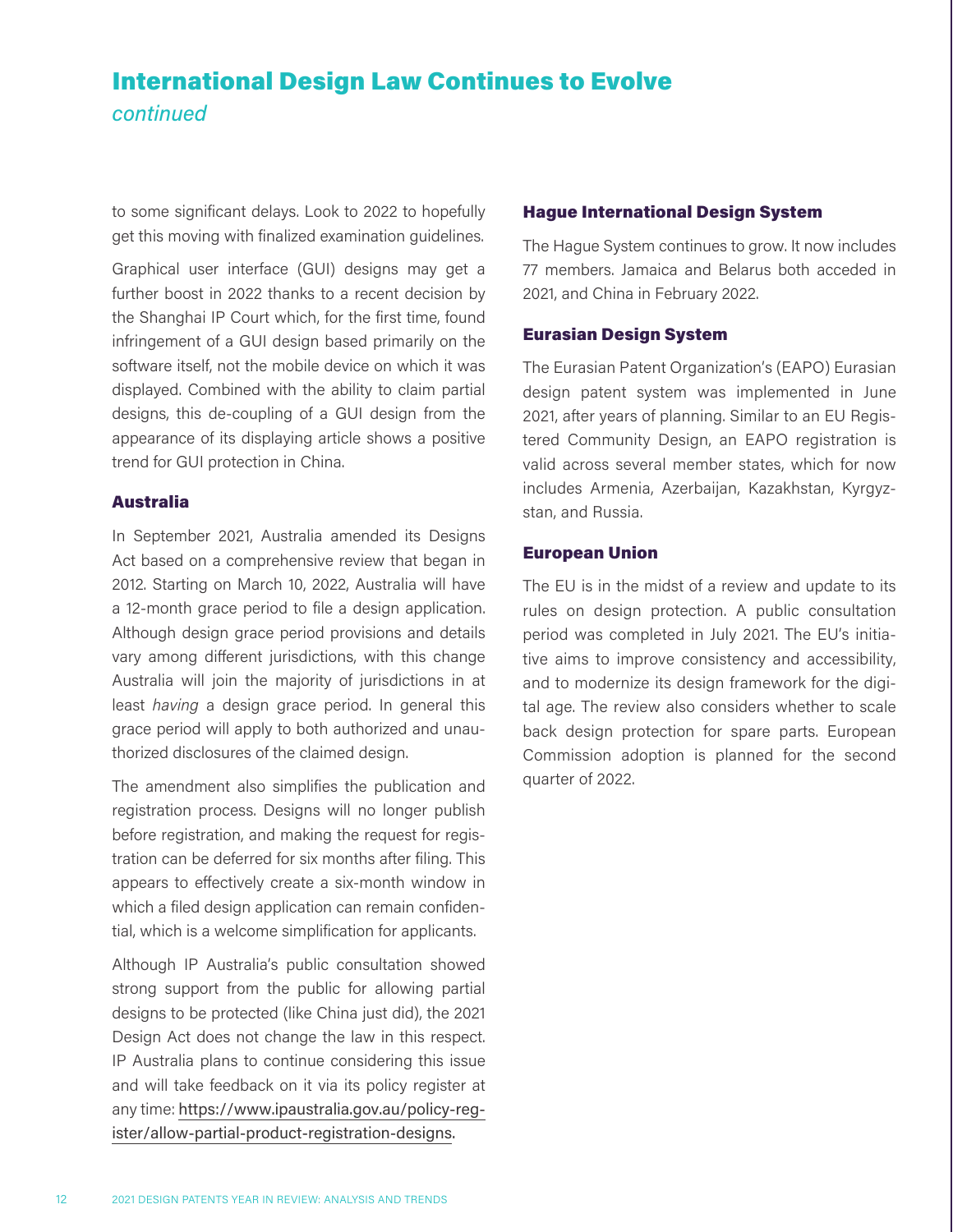# International Design Law Continues to Evolve

*continued*

to some significant delays. Look to 2022 to hopefully get this moving with finalized examination guidelines.

Graphical user interface (GUI) designs may get a further boost in 2022 thanks to a recent decision by the Shanghai IP Court which, for the first time, found infringement of a GUI design based primarily on the software itself, not the mobile device on which it was displayed. Combined with the ability to claim partial designs, this de-coupling of a GUI design from the appearance of its displaying article shows a positive trend for GUI protection in China.

### Australia

In September 2021, Australia amended its Designs Act based on a comprehensive review that began in 2012. Starting on March 10, 2022, Australia will have a 12-month grace period to file a design application. Although design grace period provisions and details vary among different jurisdictions, with this change Australia will join the majority of jurisdictions in at least *having* a design grace period. In general this grace period will apply to both authorized and unauthorized disclosures of the claimed design.

The amendment also simplifies the publication and registration process. Designs will no longer publish before registration, and making the request for registration can be deferred for six months after filing. This appears to effectively create a six-month window in which a filed design application can remain confidential, which is a welcome simplification for applicants.

Although IP Australia's public consultation showed strong support from the public for allowing partial designs to be protected (like China just did), the 2021 Design Act does not change the law in this respect. IP Australia plans to continue considering this issue and will take feedback on it via its policy register at any time: https://www.ipaustralia.gov.au/policy-register/allow-partial-product-registration-designs.

### Hague International Design System

The Hague System continues to grow. It now includes 77 members. Jamaica and Belarus both acceded in 2021, and China in February 2022.

### Eurasian Design System

The Eurasian Patent Organization's (EAPO) Eurasian design patent system was implemented in June 2021, after years of planning. Similar to an EU Registered Community Design, an EAPO registration is valid across several member states, which for now includes Armenia, Azerbaijan, Kazakhstan, Kyrgyzstan, and Russia.

### European Union

The EU is in the midst of a review and update to its rules on design protection. A public consultation period was completed in July 2021. The EU's initiative aims to improve consistency and accessibility, and to modernize its design framework for the digital age. The review also considers whether to scale back design protection for spare parts. European Commission adoption is planned for the second quarter of 2022.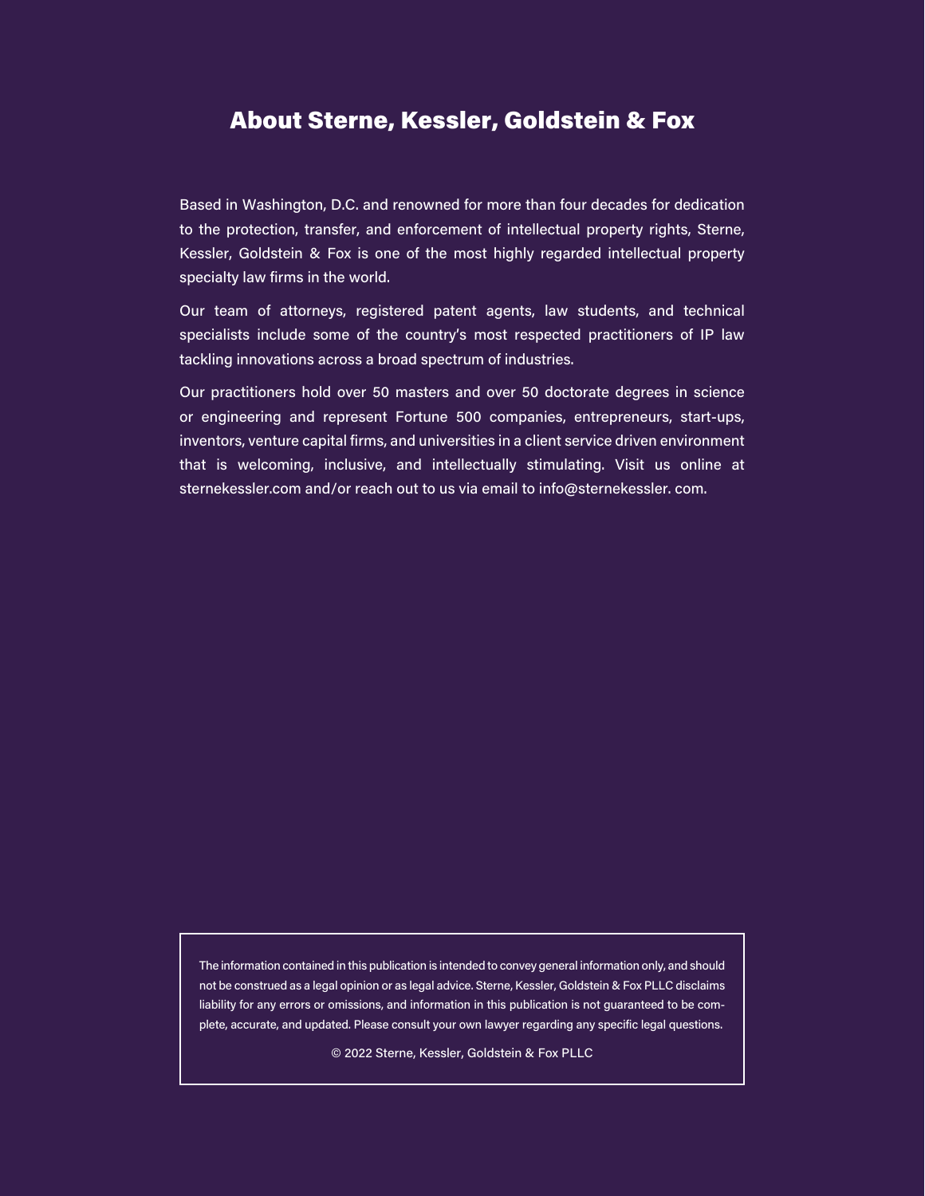## About Sterne, Kessler, Goldstein & Fox

Based in Washington, D.C. and renowned for more than four decades for dedication to the protection, transfer, and enforcement of intellectual property rights, Sterne, Kessler, Goldstein & Fox is one of the most highly regarded intellectual property specialty law firms in the world.

Our team of attorneys, registered patent agents, law students, and technical specialists include some of the country's most respected practitioners of IP law tackling innovations across a broad spectrum of industries.

Our practitioners hold over 50 masters and over 50 doctorate degrees in science or engineering and represent Fortune 500 companies, entrepreneurs, start-ups, inventors, venture capital firms, and universities in a client service driven environment that is welcoming, inclusive, and intellectually stimulating. Visit us online at sternekessler.com and/or reach out to us via email to info@sternekessler. com.

The information contained in this publication is intended to convey general information only, and should not be construed as a legal opinion or as legal advice. Sterne, Kessler, Goldstein & Fox PLLC disclaims liability for any errors or omissions, and information in this publication is not guaranteed to be complete, accurate, and updated. Please consult your own lawyer regarding any specific legal questions.

© 2022 Sterne, Kessler, Goldstein & Fox PLLC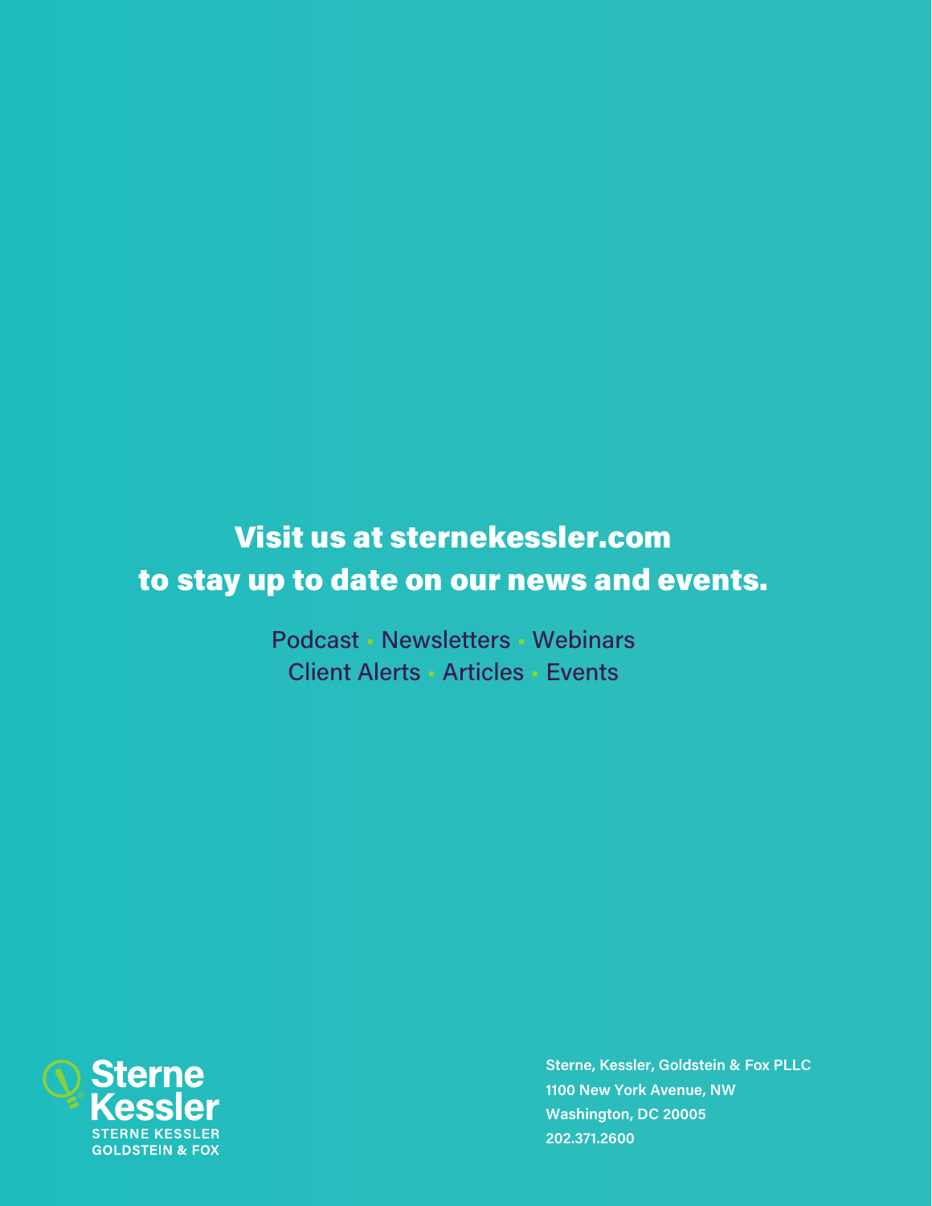## Visit us at sternekessler.com to stay up to date on our news and events.

Podcast · Newsletters · Webinars
Client Alerts · Articles · Events

Sterne Kessler
STERNE KESSLER GOLDSTEIN & FOX

**Sterne, Kessler, Goldstein & Fox PLLC**
**1100 New York Avenue, NW**
**Washington, DC 20005**
**202.371.2600**